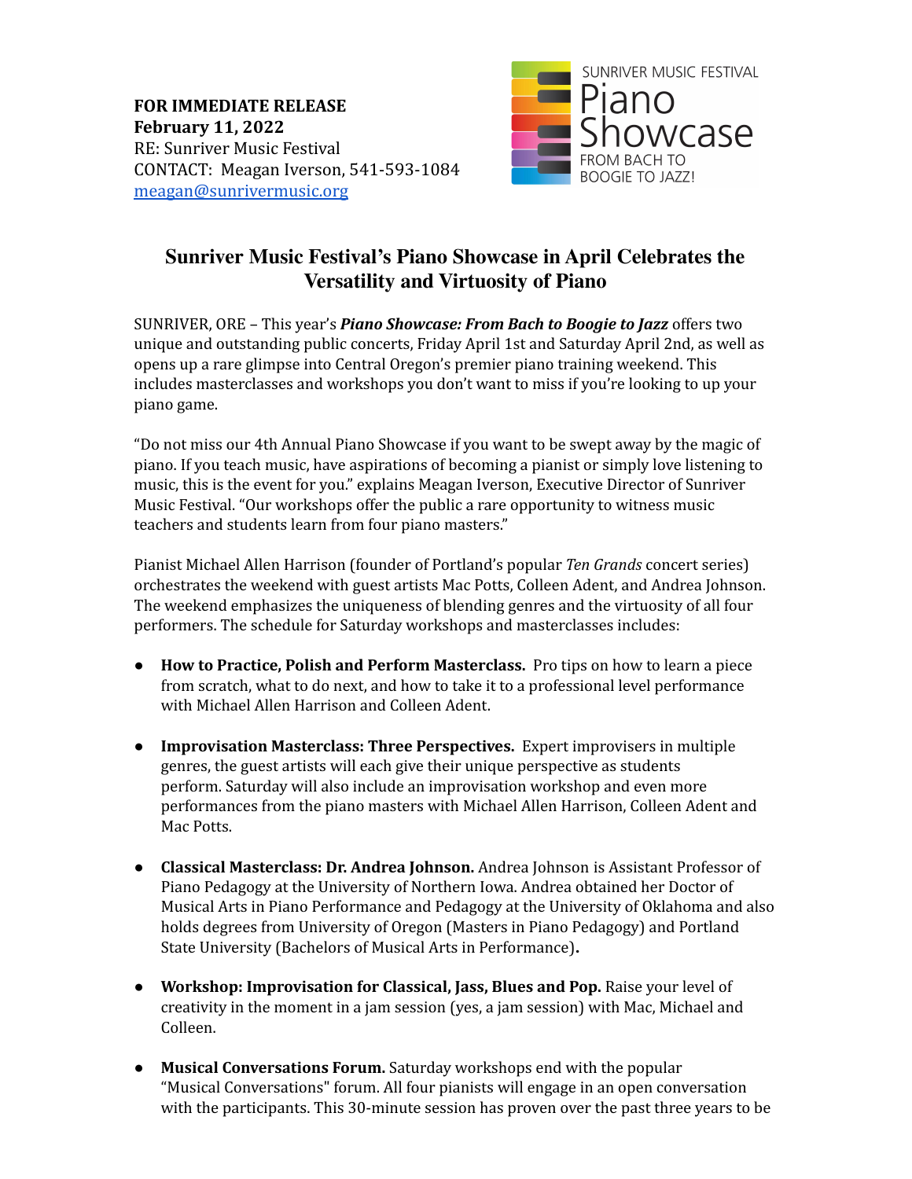**FOR IMMEDIATE RELEASE**
**February 11, 2022**
RE: Sunriver Music Festival
CONTACT: Meagan Iverson, 541-593-1084
meagan@sunrivermusic.org

SUNRIVER MUSIC FESTIVAL
Piano Showcase
FROM BACH TO BOOGIE TO JAZZ!

## Sunriver Music Festival's Piano Showcase in April Celebrates the Versatility and Virtuosity of Piano

SUNRIVER, ORE – This year's ***Piano Showcase: From Bach to Boogie to Jazz*** offers two unique and outstanding public concerts, Friday April 1st and Saturday April 2nd, as well as opens up a rare glimpse into Central Oregon's premier piano training weekend. This includes masterclasses and workshops you don't want to miss if you're looking to up your piano game.

"Do not miss our 4th Annual Piano Showcase if you want to be swept away by the magic of piano. If you teach music, have aspirations of becoming a pianist or simply love listening to music, this is the event for you." explains Meagan Iverson, Executive Director of Sunriver Music Festival. "Our workshops offer the public a rare opportunity to witness music teachers and students learn from four piano masters."

Pianist Michael Allen Harrison (founder of Portland's popular *Ten Grands* concert series) orchestrates the weekend with guest artists Mac Potts, Colleen Adent, and Andrea Johnson. The weekend emphasizes the uniqueness of blending genres and the virtuosity of all four performers. The schedule for Saturday workshops and masterclasses includes:

- **How to Practice, Polish and Perform Masterclass.** Pro tips on how to learn a piece from scratch, what to do next, and how to take it to a professional level performance with Michael Allen Harrison and Colleen Adent.

- **Improvisation Masterclass: Three Perspectives.** Expert improvisers in multiple genres, the guest artists will each give their unique perspective as students perform. Saturday will also include an improvisation workshop and even more performances from the piano masters with Michael Allen Harrison, Colleen Adent and Mac Potts.

- **Classical Masterclass: Dr. Andrea Johnson.** Andrea Johnson is Assistant Professor of Piano Pedagogy at the University of Northern Iowa. Andrea obtained her Doctor of Musical Arts in Piano Performance and Pedagogy at the University of Oklahoma and also holds degrees from University of Oregon (Masters in Piano Pedagogy) and Portland State University (Bachelors of Musical Arts in Performance).

- **Workshop: Improvisation for Classical, Jass, Blues and Pop.** Raise your level of creativity in the moment in a jam session (yes, a jam session) with Mac, Michael and Colleen.

- **Musical Conversations Forum.** Saturday workshops end with the popular "Musical Conversations" forum. All four pianists will engage in an open conversation with the participants. This 30-minute session has proven over the past three years to be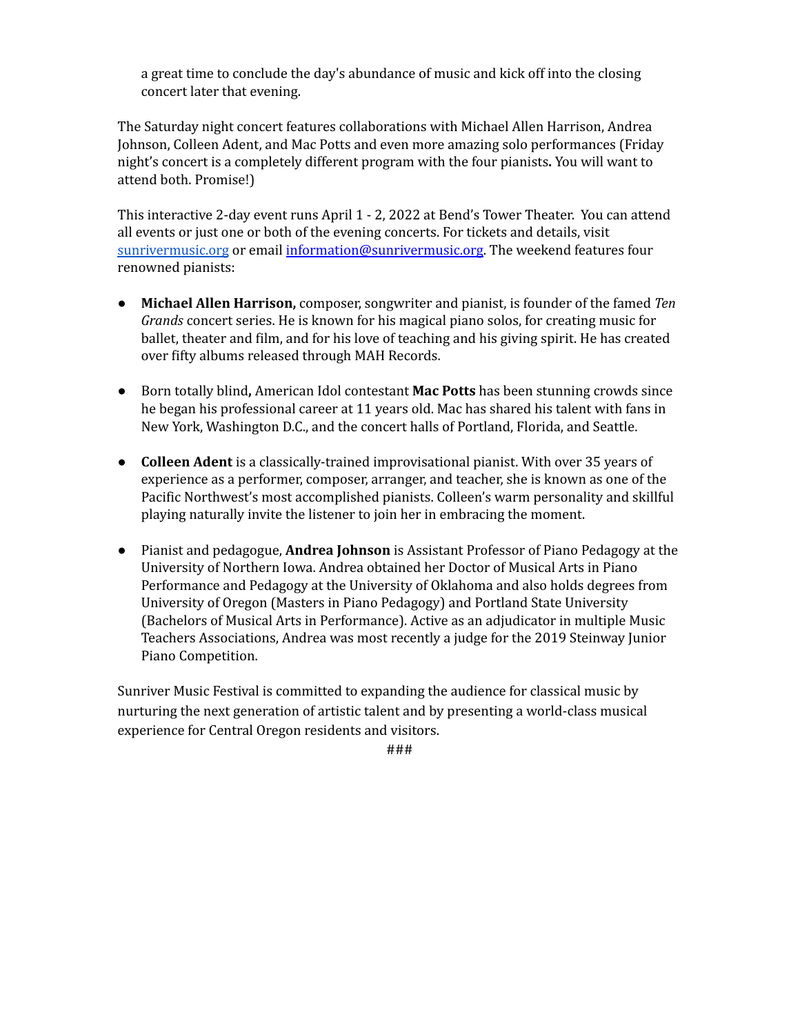a great time to conclude the day's abundance of music and kick off into the closing concert later that evening.

The Saturday night concert features collaborations with Michael Allen Harrison, Andrea Johnson, Colleen Adent, and Mac Potts and even more amazing solo performances (Friday night's concert is a completely different program with the four pianists**.** You will want to attend both. Promise!)

This interactive 2-day event runs April 1 - 2, 2022 at Bend's Tower Theater.  You can attend all events or just one or both of the evening concerts. For tickets and details, visit [sunrivermusic.org](sunrivermusic.org) or email [information@sunrivermusic.org](mailto:information@sunrivermusic.org). The weekend features four renowned pianists:

- **Michael Allen Harrison,** composer, songwriter and pianist, is founder of the famed *Ten Grands* concert series. He is known for his magical piano solos, for creating music for ballet, theater and film, and for his love of teaching and his giving spirit. He has created over fifty albums released through MAH Records.

- Born totally blind**,** American Idol contestant **Mac Potts** has been stunning crowds since he began his professional career at 11 years old. Mac has shared his talent with fans in New York, Washington D.C., and the concert halls of Portland, Florida, and Seattle.

- **Colleen Adent** is a classically-trained improvisational pianist. With over 35 years of experience as a performer, composer, arranger, and teacher, she is known as one of the Pacific Northwest's most accomplished pianists. Colleen's warm personality and skillful playing naturally invite the listener to join her in embracing the moment.

- Pianist and pedagogue, **Andrea Johnson** is Assistant Professor of Piano Pedagogy at the University of Northern Iowa. Andrea obtained her Doctor of Musical Arts in Piano Performance and Pedagogy at the University of Oklahoma and also holds degrees from University of Oregon (Masters in Piano Pedagogy) and Portland State University (Bachelors of Musical Arts in Performance). Active as an adjudicator in multiple Music Teachers Associations, Andrea was most recently a judge for the 2019 Steinway Junior Piano Competition.

Sunriver Music Festival is committed to expanding the audience for classical music by nurturing the next generation of artistic talent and by presenting a world-class musical experience for Central Oregon residents and visitors.

###